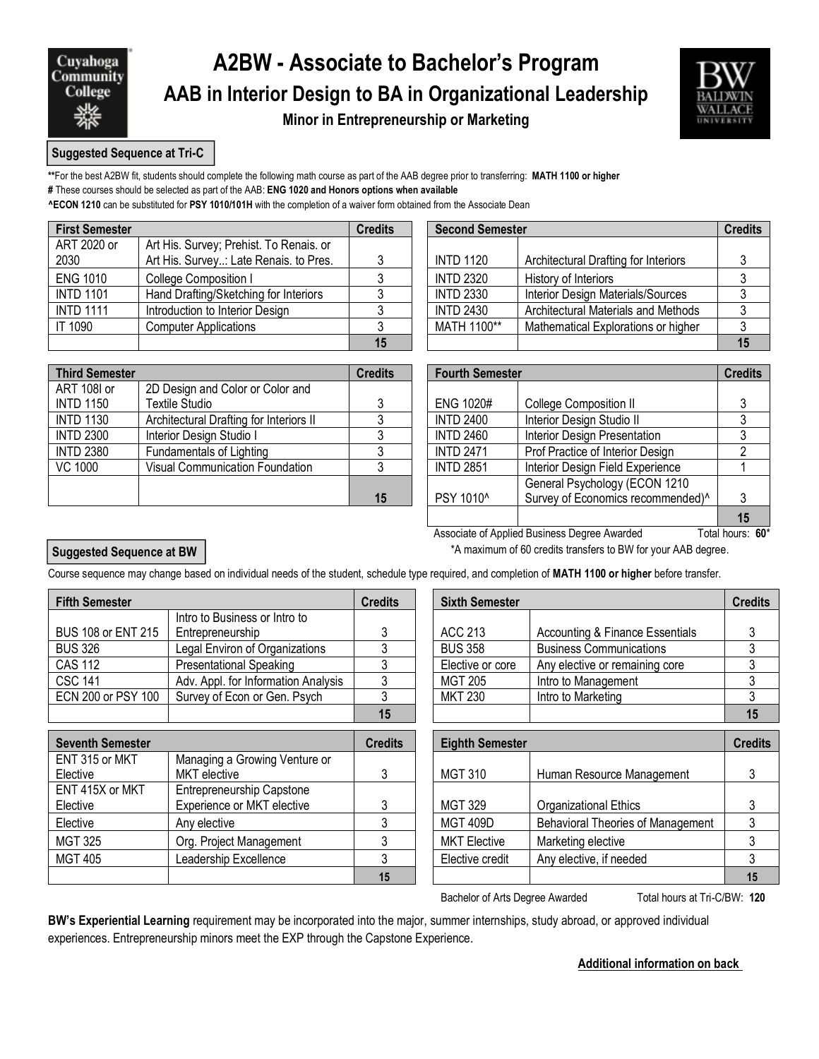# A2BW - Associate to Bachelor's Program

## AAB in Interior Design to BA in Organizational Leadership

### Minor in Entrepreneurship or Marketing

**Suggested Sequence at Tri-C**

**\*\***For the best A2BW fit, students should complete the following math course as part of the AAB degree prior to transferring: **MATH 1100 or higher**

**#** These courses should be selected as part of the AAB: **ENG 1020 and Honors options when available**

**^ECON 1210** can be substituted for **PSY 1010/101H** with the completion of a waiver form obtained from the Associate Dean

| First Semester | | Credits |
|---|---|---|
| ART 2020 or 2030 | Art His. Survey; Prehist. To Renais. or Art His. Survey..: Late Renais. to Pres. | 3 |
| ENG 1010 | College Composition I | 3 |
| INTD 1101 | Hand Drafting/Sketching for Interiors | 3 |
| INTD 1111 | Introduction to Interior Design | 3 |
| IT 1090 | Computer Applications | 3 |
| | | 15 |

| Second Semester | | Credits |
|---|---|---|
| INTD 1120 | Architectural Drafting for Interiors | 3 |
| INTD 2320 | History of Interiors | 3 |
| INTD 2330 | Interior Design Materials/Sources | 3 |
| INTD 2430 | Architectural Materials and Methods | 3 |
| MATH 1100** | Mathematical Explorations or higher | 3 |
| | | 15 |

| Third Semester | | Credits |
|---|---|---|
| ART 108I or INTD 1150 | 2D Design and Color or Color and Textile Studio | 3 |
| INTD 1130 | Architectural Drafting for Interiors II | 3 |
| INTD 2300 | Interior Design Studio I | 3 |
| INTD 2380 | Fundamentals of Lighting | 3 |
| VC 1000 | Visual Communication Foundation | 3 |
| | | 15 |

| Fourth Semester | | Credits |
|---|---|---|
| ENG 1020# | College Composition II | 3 |
| INTD 2400 | Interior Design Studio II | 3 |
| INTD 2460 | Interior Design Presentation | 3 |
| INTD 2471 | Prof Practice of Interior Design | 2 |
| INTD 2851 | Interior Design Field Experience | 1 |
| PSY 1010^ | General Psychology (ECON 1210 Survey of Economics recommended)^ | 3 |
| | | 15 |

Associate of Applied Business Degree Awarded — Total hours: **60***

*A maximum of 60 credits transfers to BW for your AAB degree.

**Suggested Sequence at BW**

Course sequence may change based on individual needs of the student, schedule type required, and completion of **MATH 1100 or higher** before transfer.

| Fifth Semester | | Credits |
|---|---|---|
| BUS 108 or ENT 215 | Intro to Business or Intro to Entrepreneurship | 3 |
| BUS 326 | Legal Environ of Organizations | 3 |
| CAS 112 | Presentational Speaking | 3 |
| CSC 141 | Adv. Appl. for Information Analysis | 3 |
| ECN 200 or PSY 100 | Survey of Econ or Gen. Psych | 3 |
| | | 15 |

| Sixth Semester | | Credits |
|---|---|---|
| ACC 213 | Accounting & Finance Essentials | 3 |
| BUS 358 | Business Communications | 3 |
| Elective or core | Any elective or remaining core | 3 |
| MGT 205 | Intro to Management | 3 |
| MKT 230 | Intro to Marketing | 3 |
| | | 15 |

| Seventh Semester | | Credits |
|---|---|---|
| ENT 315 or MKT Elective | Managing a Growing Venture or MKT elective | 3 |
| ENT 415X or MKT Elective | Entrepreneurship Capstone Experience or MKT elective | 3 |
| Elective | Any elective | 3 |
| MGT 325 | Org. Project Management | 3 |
| MGT 405 | Leadership Excellence | 3 |
| | | 15 |

| Eighth Semester | | Credits |
|---|---|---|
| MGT 310 | Human Resource Management | 3 |
| MGT 329 | Organizational Ethics | 3 |
| MGT 409D | Behavioral Theories of Management | 3 |
| MKT Elective | Marketing elective | 3 |
| Elective credit | Any elective, if needed | 3 |
| | | 15 |

Bachelor of Arts Degree Awarded — Total hours at Tri-C/BW: **120**

**BW's Experiential Learning** requirement may be incorporated into the major, summer internships, study abroad, or approved individual experiences. Entrepreneurship minors meet the EXP through the Capstone Experience.

**Additional information on back**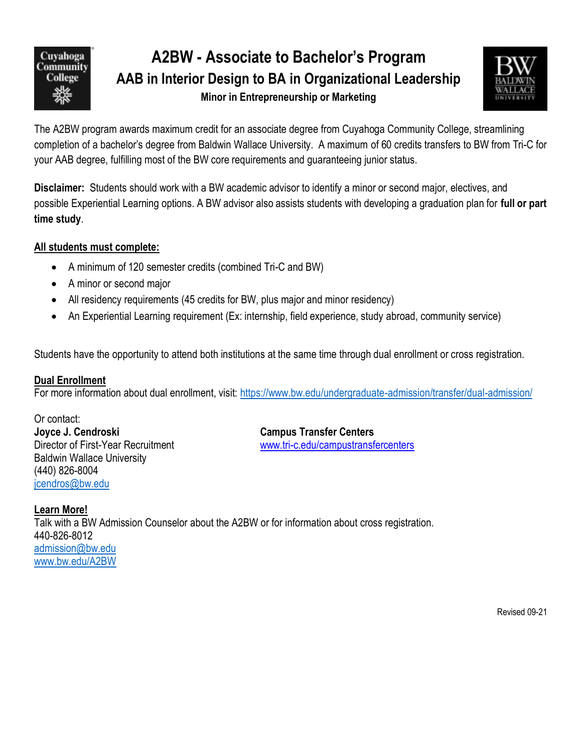# A2BW - Associate to Bachelor's Program

## AAB in Interior Design to BA in Organizational Leadership

### Minor in Entrepreneurship or Marketing

The A2BW program awards maximum credit for an associate degree from Cuyahoga Community College, streamlining completion of a bachelor's degree from Baldwin Wallace University. A maximum of 60 credits transfers to BW from Tri-C for your AAB degree, fulfilling most of the BW core requirements and guaranteeing junior status.

**Disclaimer:** Students should work with a BW academic advisor to identify a minor or second major, electives, and possible Experiential Learning options. A BW advisor also assists students with developing a graduation plan for **full or part time study**.

**All students must complete:**

- A minimum of 120 semester credits (combined Tri-C and BW)
- A minor or second major
- All residency requirements (45 credits for BW, plus major and minor residency)
- An Experiential Learning requirement (Ex: internship, field experience, study abroad, community service)

Students have the opportunity to attend both institutions at the same time through dual enrollment or cross registration.

**Dual Enrollment**

For more information about dual enrollment, visit: https://www.bw.edu/undergraduate-admission/transfer/dual-admission/

Or contact:

**Joyce J. Cendroski**
Director of First-Year Recruitment
Baldwin Wallace University
(440) 826-8004
jcendros@bw.edu

**Campus Transfer Centers**
www.tri-c.edu/campustransfercenters

**Learn More!**

Talk with a BW Admission Counselor about the A2BW or for information about cross registration.
440-826-8012
admission@bw.edu
www.bw.edu/A2BW

Revised 09-21